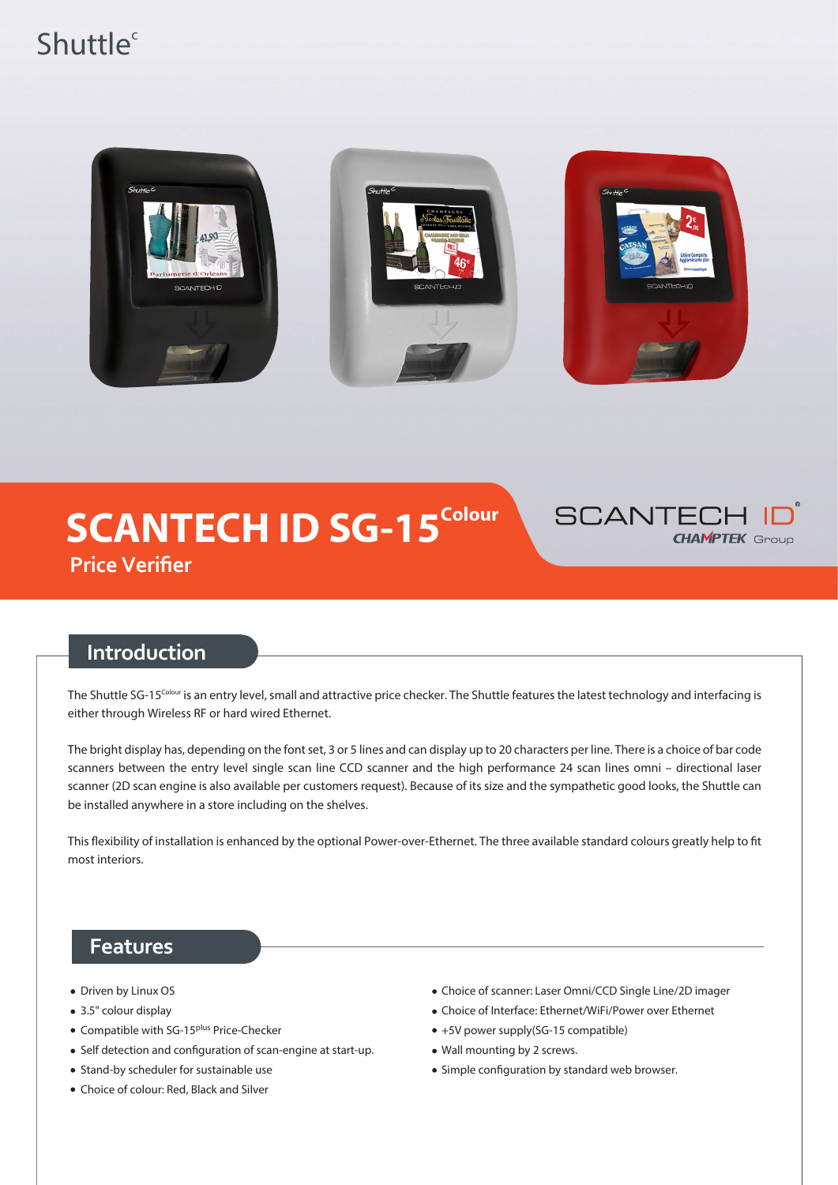Shuttle[c]

# SCANTECH ID SG-15[Colour]

## Price Verifier

SCANTECH ID
CHAMPTEK Group

## Introduction

The Shuttle SG-15[Colour] is an entry level, small and attractive price checker. The Shuttle features the latest technology and interfacing is either through Wireless RF or hard wired Ethernet.

The bright display has, depending on the font set, 3 or 5 lines and can display up to 20 characters per line. There is a choice of bar code scanners between the entry level single scan line CCD scanner and the high performance 24 scan lines omni – directional laser scanner (2D scan engine is also available per customers request). Because of its size and the sympathetic good looks, the Shuttle can be installed anywhere in a store including on the shelves.

This flexibility of installation is enhanced by the optional Power-over-Ethernet. The three available standard colours greatly help to fit most interiors.

## Features

- Driven by Linux OS
- 3.5" colour display
- Compatible with SG-15[plus] Price-Checker
- Self detection and configuration of scan-engine at start-up.
- Stand-by scheduler for sustainable use
- Choice of colour: Red, Black and Silver
- Choice of scanner: Laser Omni/CCD Single Line/2D imager
- Choice of Interface: Ethernet/WiFi/Power over Ethernet
- +5V power supply(SG-15 compatible)
- Wall mounting by 2 screws.
- Simple configuration by standard web browser.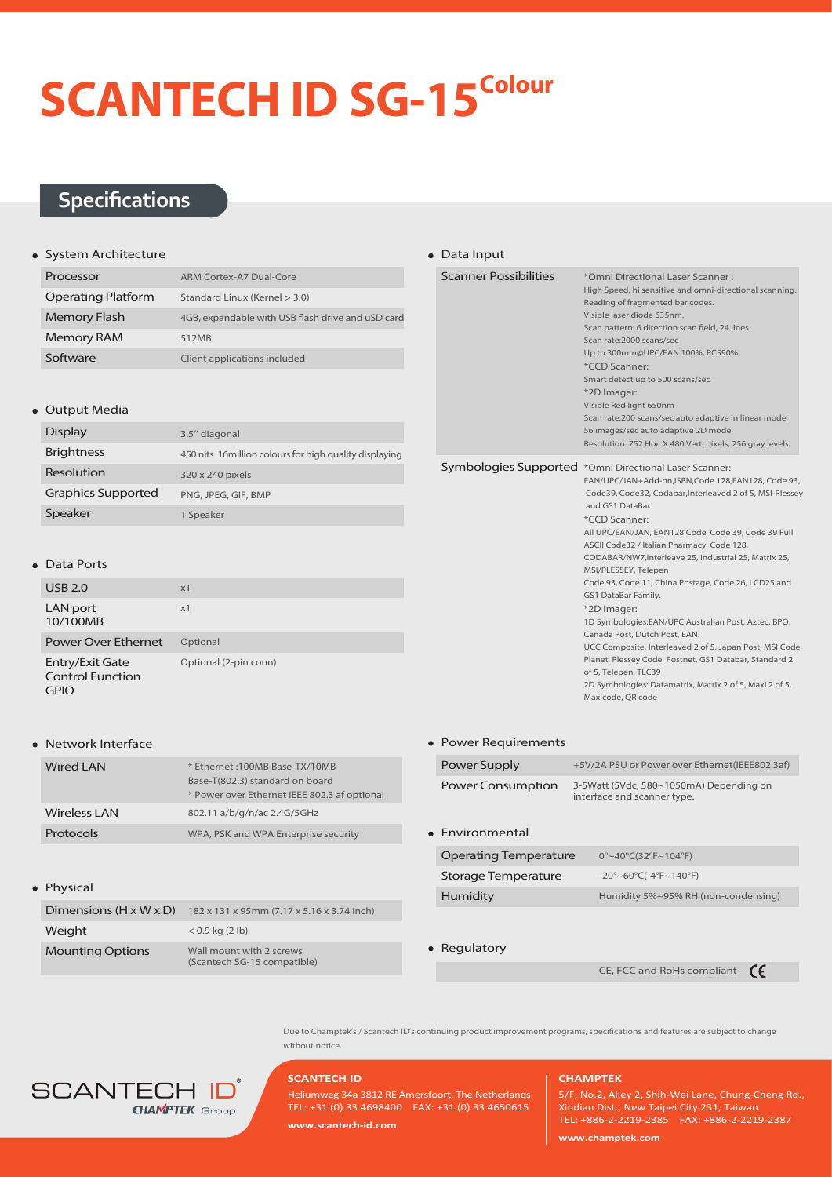# SCANTECH ID SG-15[Colour]

## Specifications

- System Architecture

| | |
|---|---|
| Processor | ARM Cortex-A7 Dual-Core |
| Operating Platform | Standard Linux (Kernel > 3.0) |
| Memory Flash | 4GB, expandable with USB flash drive and uSD card |
| Memory RAM | 512MB |
| Software | Client applications included |

- Output Media

| | |
|---|---|
| Display | 3.5'' diagonal |
| Brightness | 450 nits 16million colours for high quality displaying |
| Resolution | 320 x 240 pixels |
| Graphics Supported | PNG, JPEG, GIF, BMP |
| Speaker | 1 Speaker |

- Data Ports

| | |
|---|---|
| USB 2.0 | x1 |
| LAN port 10/100MB | x1 |
| Power Over Ethernet | Optional |
| Entry/Exit Gate Control Function GPIO | Optional (2-pin conn) |

- Network Interface

| | |
|---|---|
| Wired LAN | * Ethernet :100MB Base-TX/10MB Base-T(802.3) standard on board<br>* Power over Ethernet IEEE 802.3 af optional |
| Wireless LAN | 802.11 a/b/g/n/ac 2.4G/5GHz |
| Protocols | WPA, PSK and WPA Enterprise security |

- Physical

| | |
|---|---|
| Dimensions (H x W x D) | 182 x 131 x 95mm (7.17 x 5.16 x 3.74 inch) |
| Weight | < 0.9 kg (2 lb) |
| Mounting Options | Wall mount with 2 screws (Scantech SG-15 compatible) |

- Data Input

| | |
|---|---|
| Scanner Possibilities | *Omni Directional Laser Scanner :<br>High Speed, hi sensitive and omni-directional scanning.<br>Reading of fragmented bar codes.<br>Visible laser diode 635nm.<br>Scan pattern: 6 direction scan field, 24 lines.<br>Scan rate:2000 scans/sec<br>Up to 300mm@UPC/EAN 100%, PCS90%<br>*CCD Scanner:<br>Smart detect up to 500 scans/sec<br>*2D Imager:<br>Visible Red light 650nm<br>Scan rate:200 scans/sec auto adaptive in linear mode,<br>56 images/sec auto adaptive 2D mode.<br>Resolution: 752 Hor. X 480 Vert. pixels, 256 gray levels. |
| Symbologies Supported | *Omni Directional Laser Scanner:<br>EAN/UPC/JAN+Add-on,ISBN,Code 128,EAN128, Code 93, Code39, Code32, Codabar,Interleaved 2 of 5, MSI-Plessey and GS1 DataBar.<br>*CCD Scanner:<br>All UPC/EAN/JAN, EAN128 Code, Code 39, Code 39 Full ASCII Code32 / Italian Pharmacy, Code 128, CODABAR/NW7,Interleave 25, Industrial 25, Matrix 25, MSI/PLESSEY, Telepen<br>Code 93, Code 11, China Postage, Code 26, LCD25 and GS1 DataBar Family.<br>*2D Imager:<br>1D Symbologies:EAN/UPC,Australian Post, Aztec, BPO, Canada Post, Dutch Post, EAN.<br>UCC Composite, Interleaved 2 of 5, Japan Post, MSI Code, Planet, Plessey Code, Postnet, GS1 Databar, Standard 2 of 5, Telepen, TLC39<br>2D Symbologies: Datamatrix, Matrix 2 of 5, Maxi 2 of 5, Maxicode, QR code |

- Power Requirements

| | |
|---|---|
| Power Supply | +5V/2A PSU or Power over Ethernet(IEEE802.3af) |
| Power Consumption | 3-5Watt (5Vdc, 580~1050mA) Depending on interface and scanner type. |

- Environmental

| | |
|---|---|
| Operating Temperature | 0°~40°C(32°F~104°F) |
| Storage Temperature | -20°~60°C(-4°F~140°F) |
| Humidity | Humidity 5%~95% RH (non-condensing) |

- Regulatory

CE, FCC and RoHs compliant CE

Due to Champtek's / Scantech ID's continuing product improvement programs, specifications and features are subject to change without notice.

SCANTECH ID® CHAMPTEK Group

**SCANTECH ID**
Heliumweg 34a 3812 RE Amersfoort, The Netherlands
TEL: +31 (0) 33 4698400 FAX: +31 (0) 33 4650615
**www.scantech-id.com**

**CHAMPTEK**
5/F, No.2, Alley 2, Shih-Wei Lane, Chung-Cheng Rd., Xindian Dist., New Taipei City 231, Taiwan
TEL: +886-2-2219-2385 FAX: +886-2-2219-2387
**www.champtek.com**